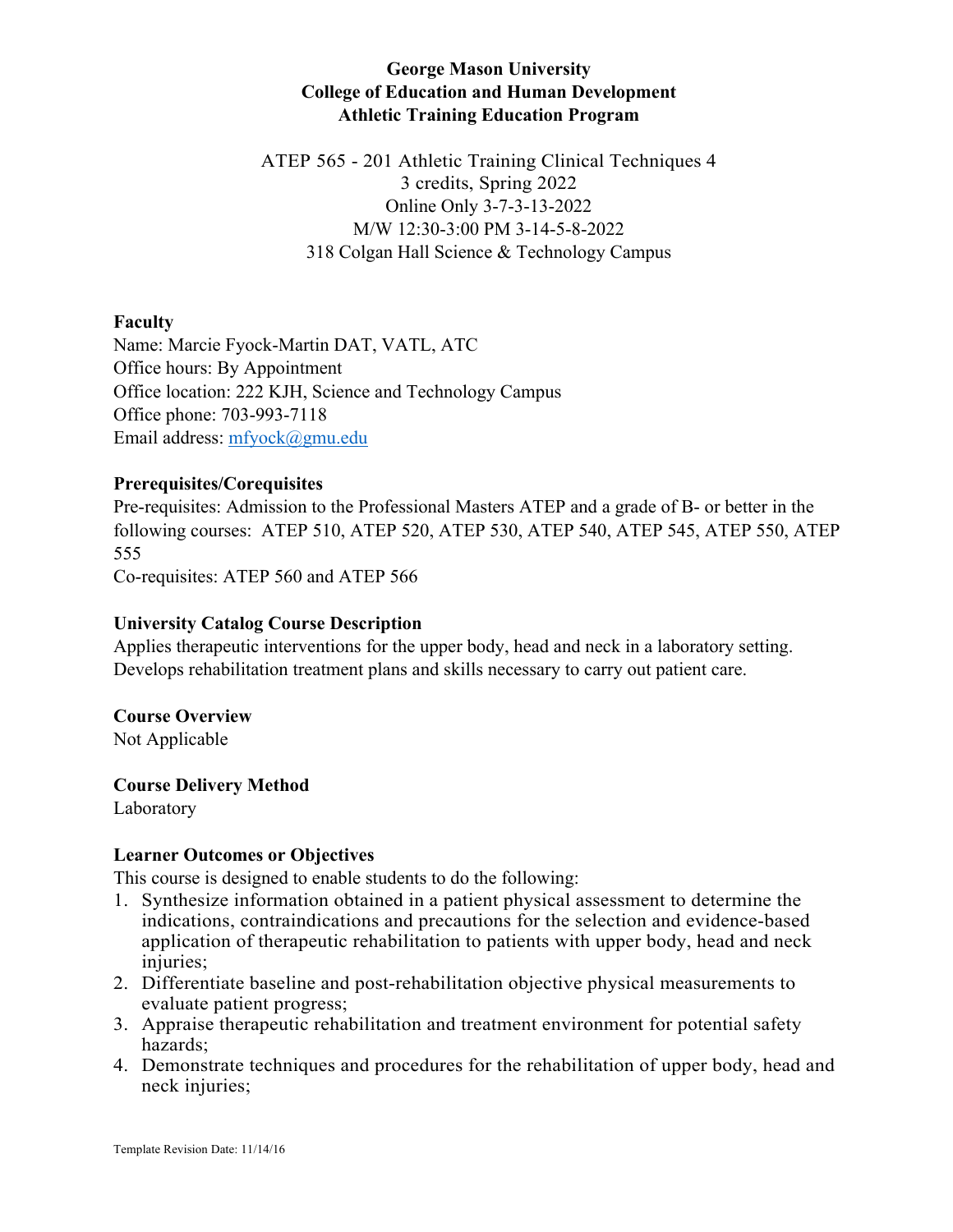**George Mason University**
**College of Education and Human Development**
**Athletic Training Education Program**

ATEP 565 - 201 Athletic Training Clinical Techniques 4
3 credits, Spring 2022
Online Only 3-7-3-13-2022
M/W 12:30-3:00 PM 3-14-5-8-2022
318 Colgan Hall Science & Technology Campus

## Faculty

Name: Marcie Fyock-Martin DAT, VATL, ATC
Office hours: By Appointment
Office location: 222 KJH, Science and Technology Campus
Office phone: 703-993-7118
Email address: mfyock@gmu.edu

## Prerequisites/Corequisites

Pre-requisites: Admission to the Professional Masters ATEP and a grade of B- or better in the following courses: ATEP 510, ATEP 520, ATEP 530, ATEP 540, ATEP 545, ATEP 550, ATEP 555
Co-requisites: ATEP 560 and ATEP 566

## University Catalog Course Description

Applies therapeutic interventions for the upper body, head and neck in a laboratory setting. Develops rehabilitation treatment plans and skills necessary to carry out patient care.

## Course Overview

Not Applicable

## Course Delivery Method

Laboratory

## Learner Outcomes or Objectives

This course is designed to enable students to do the following:

1. Synthesize information obtained in a patient physical assessment to determine the indications, contraindications and precautions for the selection and evidence-based application of therapeutic rehabilitation to patients with upper body, head and neck injuries;
2. Differentiate baseline and post-rehabilitation objective physical measurements to evaluate patient progress;
3. Appraise therapeutic rehabilitation and treatment environment for potential safety hazards;
4. Demonstrate techniques and procedures for the rehabilitation of upper body, head and neck injuries;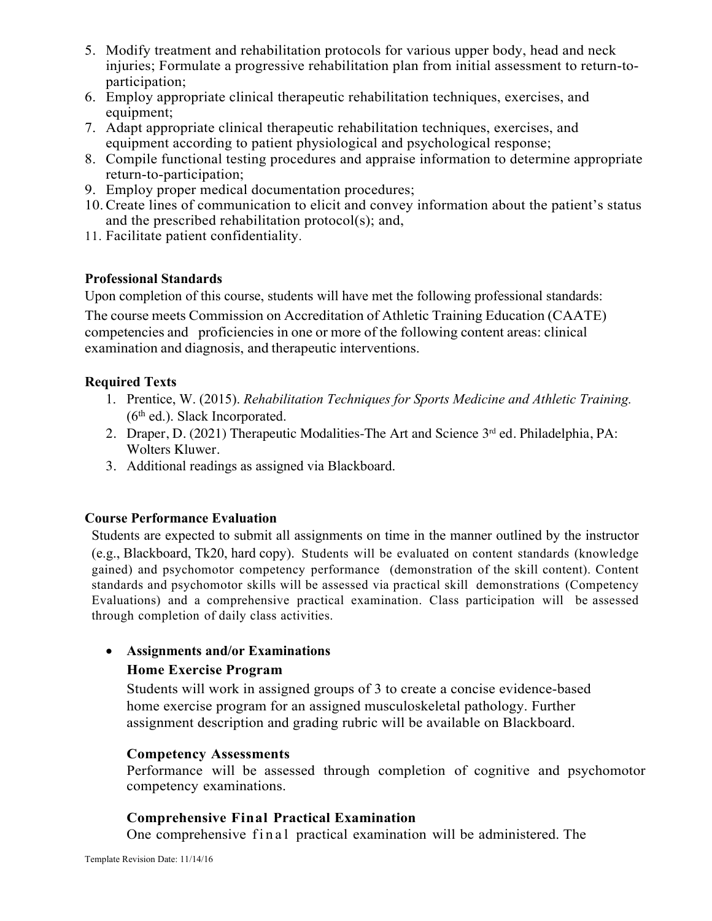5. Modify treatment and rehabilitation protocols for various upper body, head and neck injuries; Formulate a progressive rehabilitation plan from initial assessment to return-to-participation;
6. Employ appropriate clinical therapeutic rehabilitation techniques, exercises, and equipment;
7. Adapt appropriate clinical therapeutic rehabilitation techniques, exercises, and equipment according to patient physiological and psychological response;
8. Compile functional testing procedures and appraise information to determine appropriate return-to-participation;
9. Employ proper medical documentation procedures;
10. Create lines of communication to elicit and convey information about the patient's status and the prescribed rehabilitation protocol(s); and,
11. Facilitate patient confidentiality.

**Professional Standards**

Upon completion of this course, students will have met the following professional standards:

The course meets Commission on Accreditation of Athletic Training Education (CAATE) competencies and proficiencies in one or more of the following content areas: clinical examination and diagnosis, and therapeutic interventions.

**Required Texts**

1. Prentice, W. (2015). *Rehabilitation Techniques for Sports Medicine and Athletic Training.* (6th ed.). Slack Incorporated.
2. Draper, D. (2021) Therapeutic Modalities-The Art and Science 3rd ed. Philadelphia, PA: Wolters Kluwer.
3. Additional readings as assigned via Blackboard.

**Course Performance Evaluation**

Students are expected to submit all assignments on time in the manner outlined by the instructor (e.g., Blackboard, Tk20, hard copy). Students will be evaluated on content standards (knowledge gained) and psychomotor competency performance (demonstration of the skill content). Content standards and psychomotor skills will be assessed via practical skill demonstrations (Competency Evaluations) and a comprehensive practical examination. Class participation will be assessed through completion of daily class activities.

- **Assignments and/or Examinations**

  **Home Exercise Program**

  Students will work in assigned groups of 3 to create a concise evidence-based home exercise program for an assigned musculoskeletal pathology. Further assignment description and grading rubric will be available on Blackboard.

  **Competency Assessments**

  Performance will be assessed through completion of cognitive and psychomotor competency examinations.

  **Comprehensive Final Practical Examination**

  One comprehensive final practical examination will be administered. The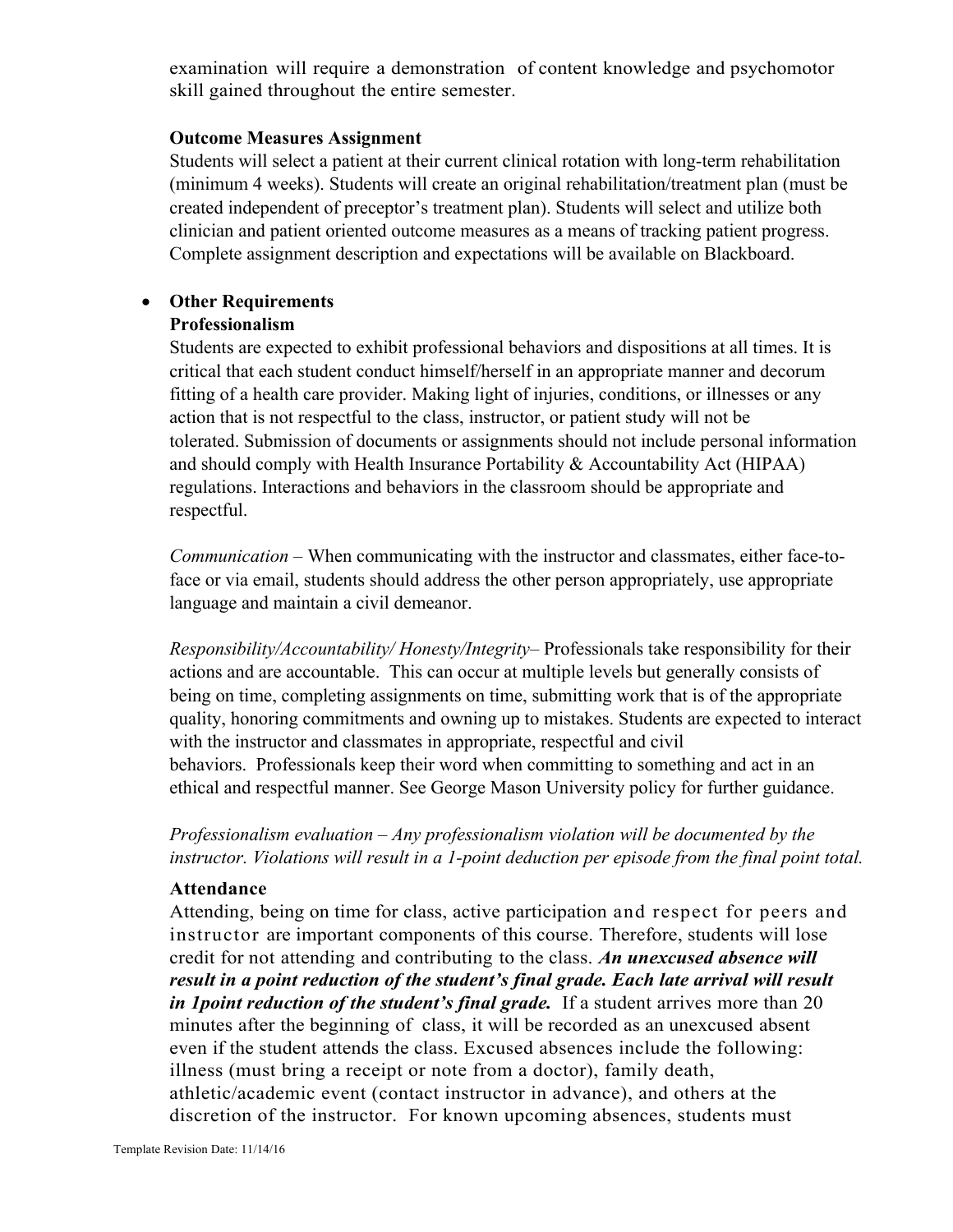examination will require a demonstration of content knowledge and psychomotor skill gained throughout the entire semester.

**Outcome Measures Assignment**

Students will select a patient at their current clinical rotation with long-term rehabilitation (minimum 4 weeks). Students will create an original rehabilitation/treatment plan (must be created independent of preceptor's treatment plan). Students will select and utilize both clinician and patient oriented outcome measures as a means of tracking patient progress. Complete assignment description and expectations will be available on Blackboard.

- **Other Requirements**

**Professionalism**

Students are expected to exhibit professional behaviors and dispositions at all times. It is critical that each student conduct himself/herself in an appropriate manner and decorum fitting of a health care provider. Making light of injuries, conditions, or illnesses or any action that is not respectful to the class, instructor, or patient study will not be tolerated. Submission of documents or assignments should not include personal information and should comply with Health Insurance Portability & Accountability Act (HIPAA) regulations. Interactions and behaviors in the classroom should be appropriate and respectful.

*Communication* – When communicating with the instructor and classmates, either face-to-face or via email, students should address the other person appropriately, use appropriate language and maintain a civil demeanor.

*Responsibility/Accountability/ Honesty/Integrity*– Professionals take responsibility for their actions and are accountable. This can occur at multiple levels but generally consists of being on time, completing assignments on time, submitting work that is of the appropriate quality, honoring commitments and owning up to mistakes. Students are expected to interact with the instructor and classmates in appropriate, respectful and civil behaviors. Professionals keep their word when committing to something and act in an ethical and respectful manner. See George Mason University policy for further guidance.

*Professionalism evaluation – Any professionalism violation will be documented by the instructor. Violations will result in a 1-point deduction per episode from the final point total.*

**Attendance**

Attending, being on time for class, active participation and respect for peers and instructor are important components of this course. Therefore, students will lose credit for not attending and contributing to the class. ***An unexcused absence will result in a point reduction of the student's final grade. Each late arrival will result in 1point reduction of the student's final grade.*** If a student arrives more than 20 minutes after the beginning of class, it will be recorded as an unexcused absent even if the student attends the class. Excused absences include the following: illness (must bring a receipt or note from a doctor), family death, athletic/academic event (contact instructor in advance), and others at the discretion of the instructor. For known upcoming absences, students must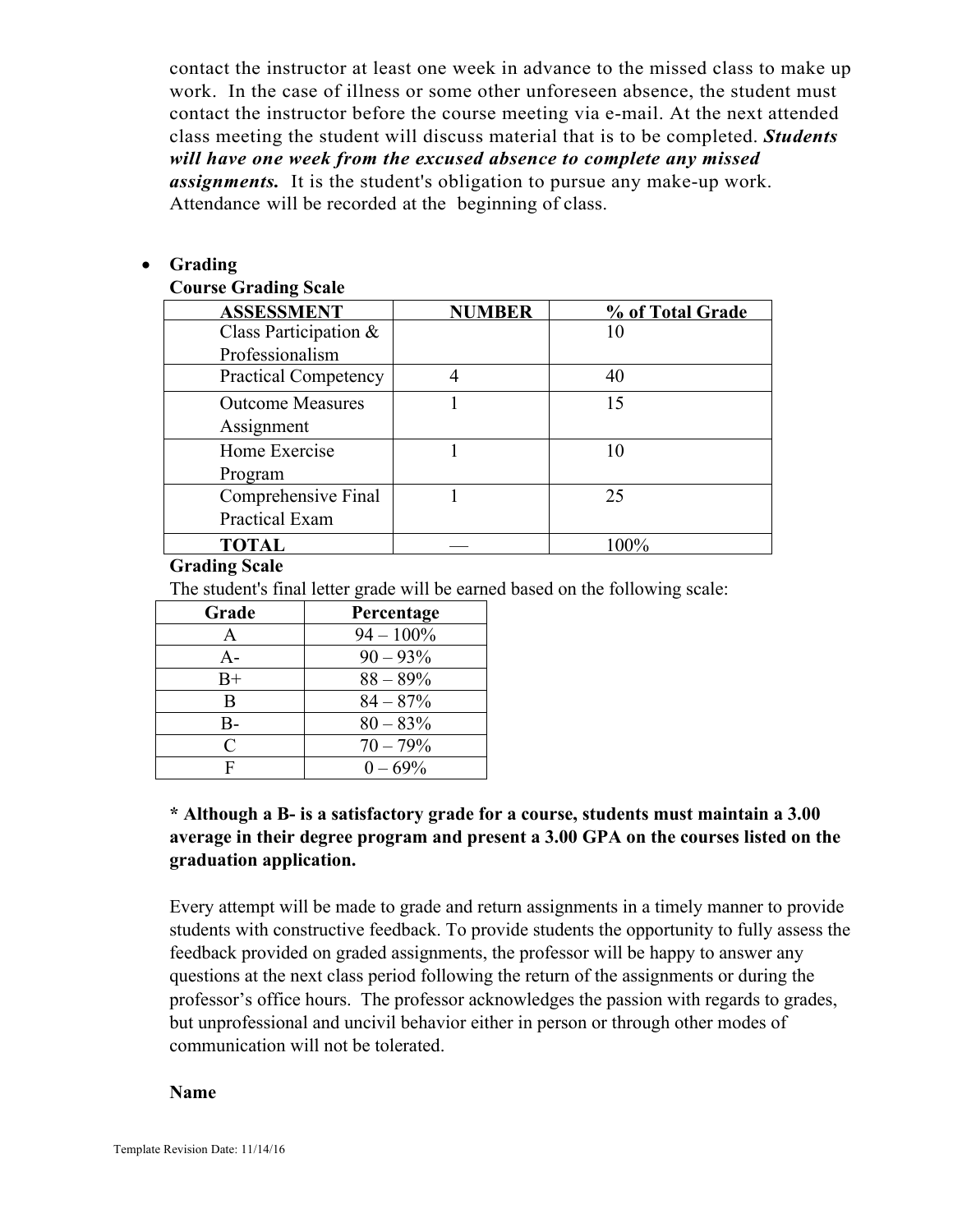contact the instructor at least one week in advance to the missed class to make up work. In the case of illness or some other unforeseen absence, the student must contact the instructor before the course meeting via e-mail. At the next attended class meeting the student will discuss material that is to be completed. ***Students will have one week from the excused absence to complete any missed assignments.*** It is the student's obligation to pursue any make-up work. Attendance will be recorded at the beginning of class.

- **Grading**

**Course Grading Scale**

| ASSESSMENT | NUMBER | % of Total Grade |
|---|---|---|
| Class Participation & Professionalism | | 10 |
| Practical Competency | 4 | 40 |
| Outcome Measures Assignment | 1 | 15 |
| Home Exercise Program | 1 | 10 |
| Comprehensive Final Practical Exam | 1 | 25 |
| **TOTAL** | — | 100% |

**Grading Scale**

The student's final letter grade will be earned based on the following scale:

| Grade | Percentage |
|---|---|
| A | 94 – 100% |
| A- | 90 – 93% |
| B+ | 88 – 89% |
| B | 84 – 87% |
| B- | 80 – 83% |
| C | 70 – 79% |
| F | 0 – 69% |

**\* Although a B- is a satisfactory grade for a course, students must maintain a 3.00 average in their degree program and present a 3.00 GPA on the courses listed on the graduation application.**

Every attempt will be made to grade and return assignments in a timely manner to provide students with constructive feedback. To provide students the opportunity to fully assess the feedback provided on graded assignments, the professor will be happy to answer any questions at the next class period following the return of the assignments or during the professor's office hours. The professor acknowledges the passion with regards to grades, but unprofessional and uncivil behavior either in person or through other modes of communication will not be tolerated.

**Name**

Template Revision Date: 11/14/16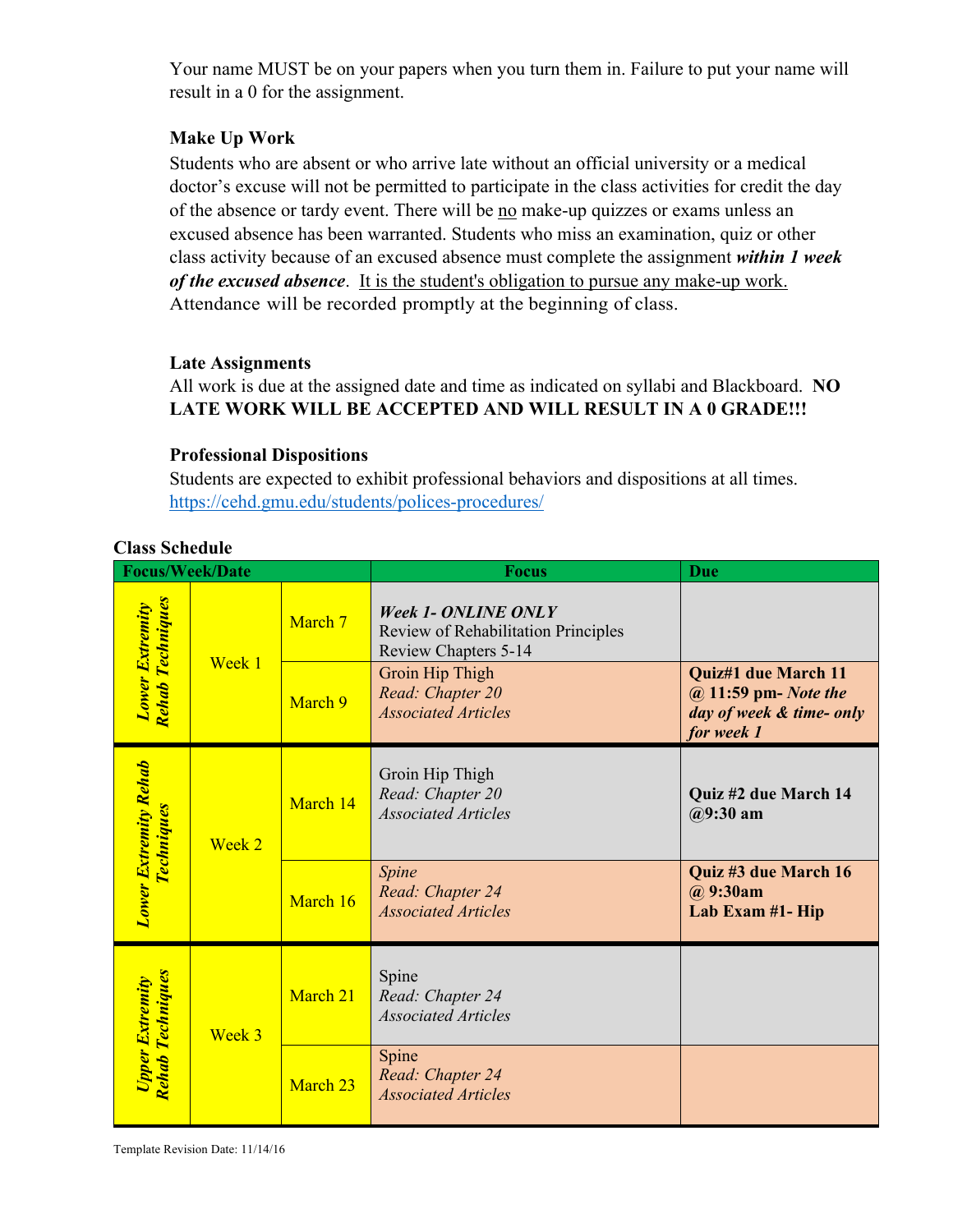Your name MUST be on your papers when you turn them in. Failure to put your name will result in a 0 for the assignment.

### Make Up Work

Students who are absent or who arrive late without an official university or a medical doctor's excuse will not be permitted to participate in the class activities for credit the day of the absence or tardy event. There will be no make-up quizzes or exams unless an excused absence has been warranted. Students who miss an examination, quiz or other class activity because of an excused absence must complete the assignment ***within 1 week of the excused absence***. It is the student's obligation to pursue any make-up work. Attendance will be recorded promptly at the beginning of class.

### Late Assignments

All work is due at the assigned date and time as indicated on syllabi and Blackboard. **NO LATE WORK WILL BE ACCEPTED AND WILL RESULT IN A 0 GRADE!!!**

### Professional Dispositions

Students are expected to exhibit professional behaviors and dispositions at all times. https://cehd.gmu.edu/students/polices-procedures/

## Class Schedule

| Focus/Week/Date | | | Focus | Due |
|---|---|---|---|---|
| ***Lower Extremity Rehab Techniques*** | Week 1 | March 7 | ***Week 1- ONLINE ONLY*** Review of Rehabilitation Principles Review Chapters 5-14 | |
| | | March 9 | Groin Hip Thigh *Read: Chapter 20* *Associated Articles* | **Quiz#1 due March 11 @ 11:59 pm-** ***Note the day of week & time- only for week 1*** |
| ***Lower Extremity Rehab Techniques*** | Week 2 | March 14 | Groin Hip Thigh *Read: Chapter 20* *Associated Articles* | **Quiz #2 due March 14 @9:30 am** |
| | | March 16 | *Spine* *Read: Chapter 24* *Associated Articles* | **Quiz #3 due March 16 @ 9:30am** **Lab Exam #1- Hip** |
| ***Upper Extremity Rehab Techniques*** | Week 3 | March 21 | Spine *Read: Chapter 24* *Associated Articles* | |
| | | March 23 | Spine *Read: Chapter 24* *Associated Articles* | |

Template Revision Date: 11/14/16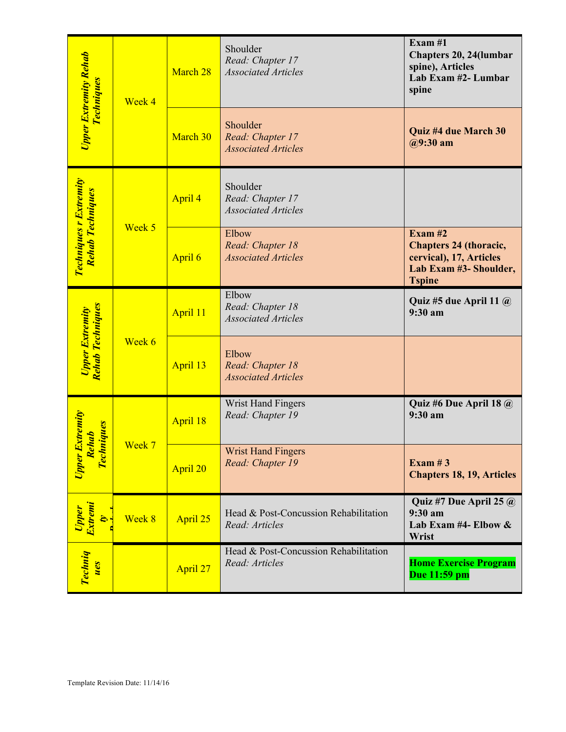| | | | | |
|---|---|---|---|---|
| ***Upper Extremity Rehab Techniques*** | Week 4 | March 28 | Shoulder<br>*Read: Chapter 17*<br>*Associated Articles* | **Exam #1**<br>**Chapters 20, 24(lumbar spine), Articles**<br>**Lab Exam #2- Lumbar spine** |
| | | March 30 | Shoulder<br>*Read: Chapter 17*<br>*Associated Articles* | **Quiz #4 due March 30 @9:30 am** |
| ***Techniques r Extremity Rehab Techniques*** | Week 5 | April 4 | Shoulder<br>*Read: Chapter 17*<br>*Associated Articles* | |
| | | April 6 | Elbow<br>*Read: Chapter 18*<br>*Associated Articles* | **Exam #2**<br>**Chapters 24 (thoracic, cervical), 17, Articles**<br>**Lab Exam #3- Shoulder, Tspine** |
| ***Upper Extremity Rehab Techniques*** | Week 6 | April 11 | Elbow<br>*Read: Chapter 18*<br>*Associated Articles* | **Quiz #5 due April 11 @ 9:30 am** |
| | | April 13 | Elbow<br>*Read: Chapter 18*<br>*Associated Articles* | |
| ***Upper Extremity Rehab Techniques*** | Week 7 | April 18 | Wrist Hand Fingers<br>*Read: Chapter 19* | **Quiz #6 Due April 18 @ 9:30 am** |
| | | April 20 | Wrist Hand Fingers<br>*Read: Chapter 19* | **Exam # 3**<br>**Chapters 18, 19, Articles** |
| ***Upper Extremity*** | Week 8 | April 25 | Head & Post-Concussion Rehabilitation<br>*Read: Articles* | **Quiz #7 Due April 25 @ 9:30 am**<br>**Lab Exam #4- Elbow & Wrist** |
| ***Techniques*** | | April 27 | Head & Post-Concussion Rehabilitation<br>*Read: Articles* | **Home Exercise Program Due 11:59 pm** |

Template Revision Date: 11/14/16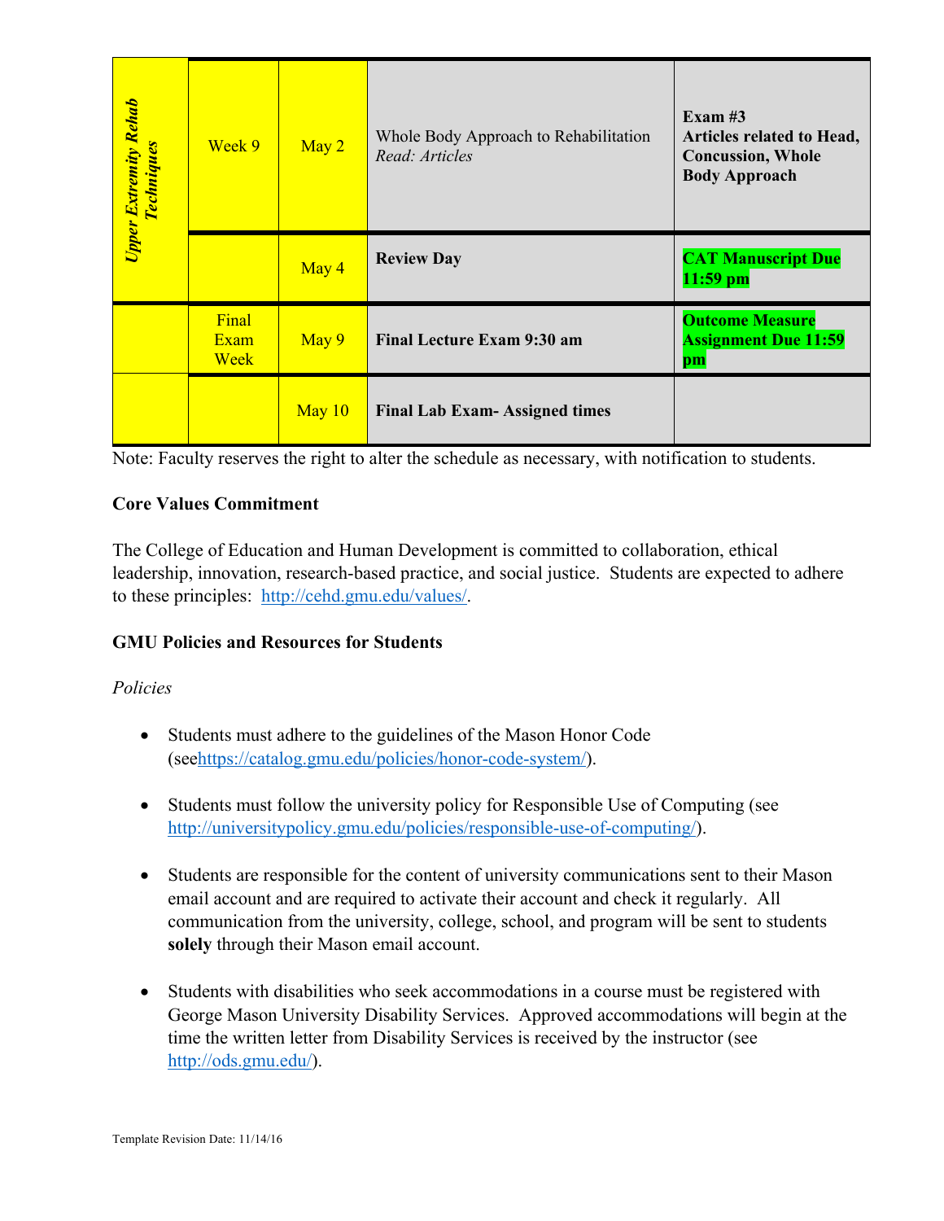| | | | | |
|---|---|---|---|---|
| *Upper Extremity Rehab Techniques* | Week 9 | May 2 | Whole Body Approach to Rehabilitation<br>*Read: Articles* | **Exam #3**<br>**Articles related to Head, Concussion, Whole Body Approach** |
| | | May 4 | **Review Day** | **CAT Manuscript Due 11:59 pm** |
| | Final Exam Week | May 9 | **Final Lecture Exam 9:30 am** | **Outcome Measure Assignment Due 11:59 pm** |
| | | May 10 | **Final Lab Exam- Assigned times** | |

Note: Faculty reserves the right to alter the schedule as necessary, with notification to students.

**Core Values Commitment**

The College of Education and Human Development is committed to collaboration, ethical leadership, innovation, research-based practice, and social justice. Students are expected to adhere to these principles: http://cehd.gmu.edu/values/.

**GMU Policies and Resources for Students**

*Policies*

- Students must adhere to the guidelines of the Mason Honor Code (seehttps://catalog.gmu.edu/policies/honor-code-system/).
- Students must follow the university policy for Responsible Use of Computing (see http://universitypolicy.gmu.edu/policies/responsible-use-of-computing/).
- Students are responsible for the content of university communications sent to their Mason email account and are required to activate their account and check it regularly. All communication from the university, college, school, and program will be sent to students **solely** through their Mason email account.
- Students with disabilities who seek accommodations in a course must be registered with George Mason University Disability Services. Approved accommodations will begin at the time the written letter from Disability Services is received by the instructor (see http://ods.gmu.edu/).

Template Revision Date: 11/14/16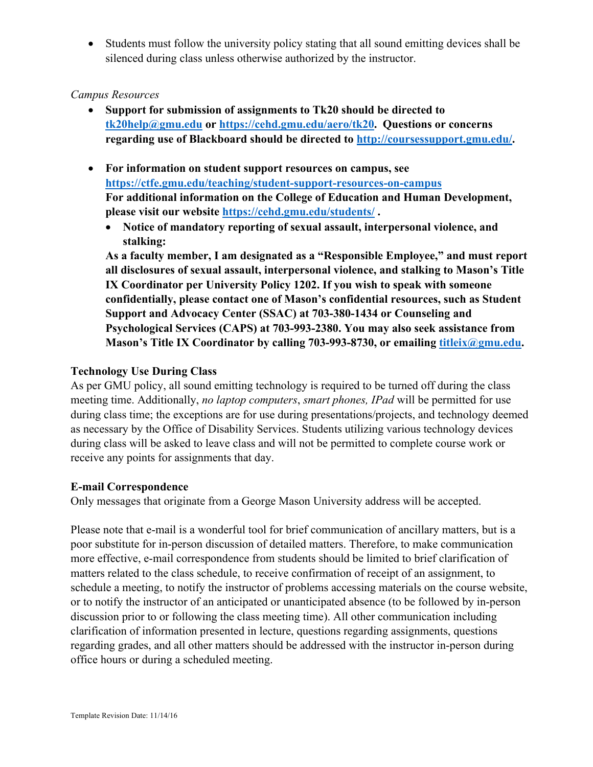- Students must follow the university policy stating that all sound emitting devices shall be silenced during class unless otherwise authorized by the instructor.

*Campus Resources*

- **Support for submission of assignments to Tk20 should be directed to [tk20help@gmu.edu](mailto:tk20help@gmu.edu) or [https://cehd.gmu.edu/aero/tk20](https://cehd.gmu.edu/aero/tk20). Questions or concerns regarding use of Blackboard should be directed to [http://coursessupport.gmu.edu/](http://coursessupport.gmu.edu/).**

- **For information on student support resources on campus, see [https://ctfe.gmu.edu/teaching/student-support-resources-on-campus](https://ctfe.gmu.edu/teaching/student-support-resources-on-campus)**
  **For additional information on the College of Education and Human Development, please visit our website [https://cehd.gmu.edu/students/](https://cehd.gmu.edu/students/) .**
  - **Notice of mandatory reporting of sexual assault, interpersonal violence, and stalking:**

  **As a faculty member, I am designated as a "Responsible Employee," and must report all disclosures of sexual assault, interpersonal violence, and stalking to Mason's Title IX Coordinator per University Policy 1202. If you wish to speak with someone confidentially, please contact one of Mason's confidential resources, such as Student Support and Advocacy Center (SSAC) at 703-380-1434 or Counseling and Psychological Services (CAPS) at 703-993-2380. You may also seek assistance from Mason's Title IX Coordinator by calling 703-993-8730, or emailing [titleix@gmu.edu](mailto:titleix@gmu.edu).**

**Technology Use During Class**

As per GMU policy, all sound emitting technology is required to be turned off during the class meeting time. Additionally, *no laptop computers*, *smart phones, IPad* will be permitted for use during class time; the exceptions are for use during presentations/projects, and technology deemed as necessary by the Office of Disability Services. Students utilizing various technology devices during class will be asked to leave class and will not be permitted to complete course work or receive any points for assignments that day.

**E-mail Correspondence**

Only messages that originate from a George Mason University address will be accepted.

Please note that e-mail is a wonderful tool for brief communication of ancillary matters, but is a poor substitute for in-person discussion of detailed matters. Therefore, to make communication more effective, e-mail correspondence from students should be limited to brief clarification of matters related to the class schedule, to receive confirmation of receipt of an assignment, to schedule a meeting, to notify the instructor of problems accessing materials on the course website, or to notify the instructor of an anticipated or unanticipated absence (to be followed by in-person discussion prior to or following the class meeting time). All other communication including clarification of information presented in lecture, questions regarding assignments, questions regarding grades, and all other matters should be addressed with the instructor in-person during office hours or during a scheduled meeting.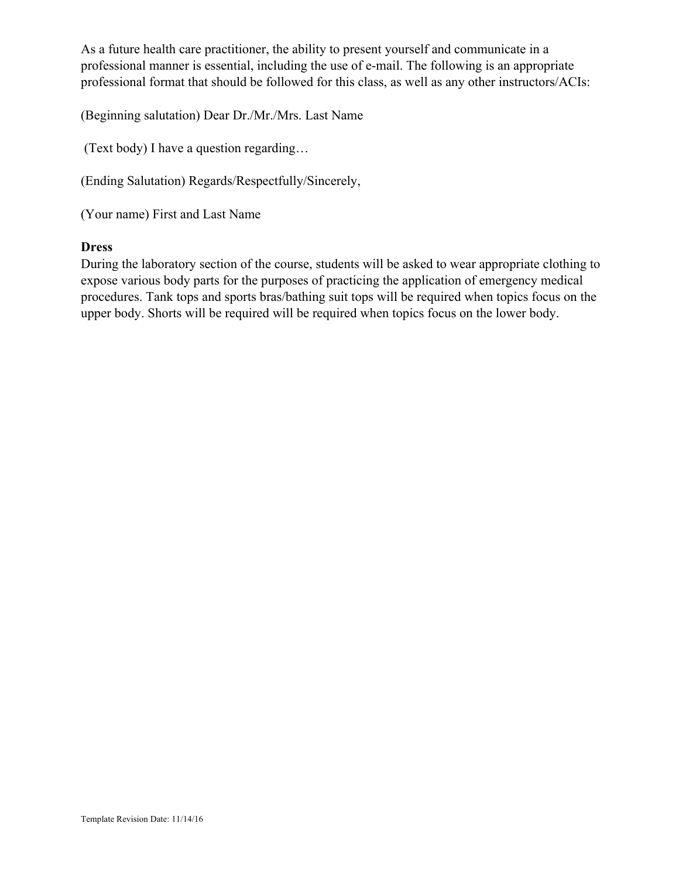As a future health care practitioner, the ability to present yourself and communicate in a professional manner is essential, including the use of e-mail. The following is an appropriate professional format that should be followed for this class, as well as any other instructors/ACIs:

(Beginning salutation) Dear Dr./Mr./Mrs. Last Name

(Text body) I have a question regarding…

(Ending Salutation) Regards/Respectfully/Sincerely,

(Your name) First and Last Name

**Dress**

During the laboratory section of the course, students will be asked to wear appropriate clothing to expose various body parts for the purposes of practicing the application of emergency medical procedures. Tank tops and sports bras/bathing suit tops will be required when topics focus on the upper body. Shorts will be required will be required when topics focus on the lower body.